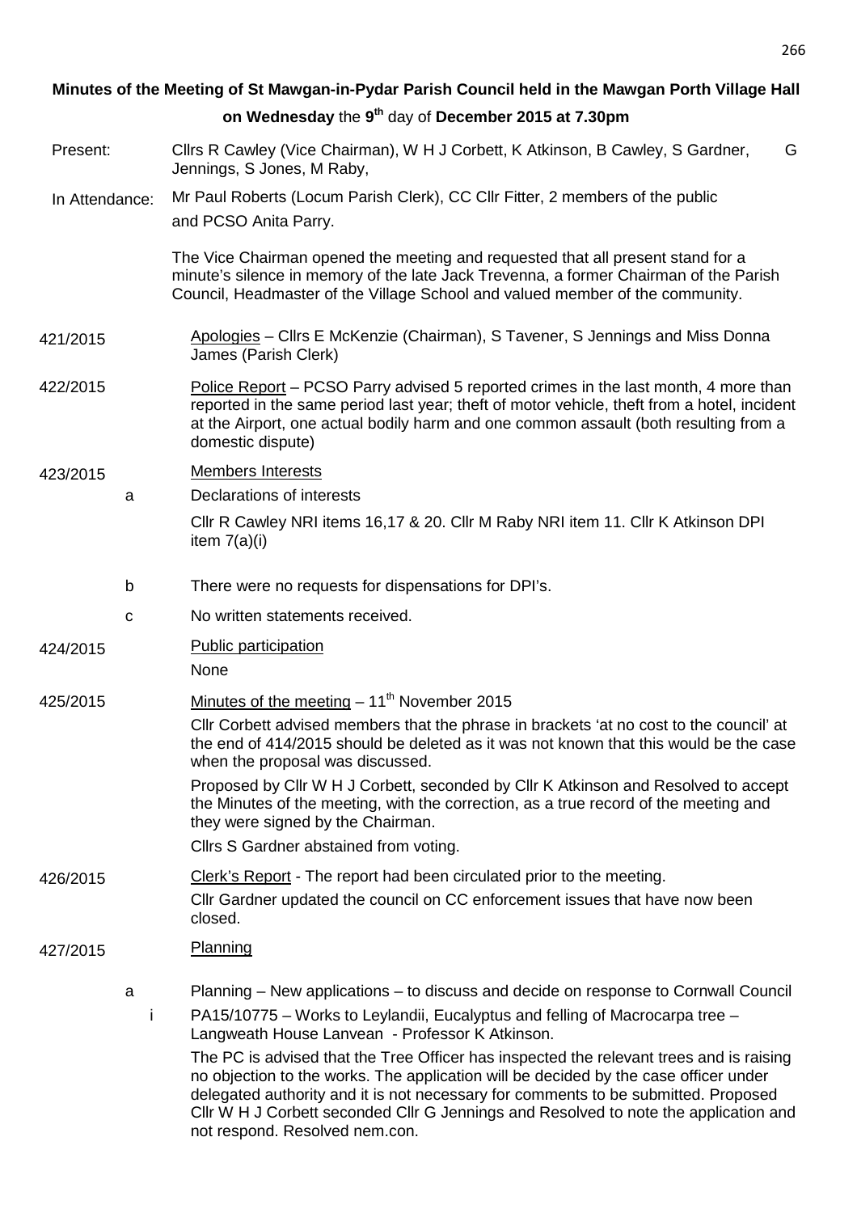**Minutes of the Meeting of St Mawgan-in-Pydar Parish Council held in the Mawgan Porth Village Hall on Wednesday the 9th day of December 2015 at 7.30pm**

Present: Cllrs R Cawley (Vice Chairman), W H J Corbett, K Atkinson, B Cawley, S Gardner, G Jennings, S Jones, M Raby,

In Attendance: Mr Paul Roberts (Locum Parish Clerk), CC Cllr Fitter, 2 members of the public and PCSO Anita Parry.

The Vice Chairman opened the meeting and requested that all present stand for a minute's silence in memory of the late Jack Trevenna, a former Chairman of the Parish Council, Headmaster of the Village School and valued member of the community.

**421/2015** Apologies – Cllrs E McKenzie (Chairman), S Tavener, S Jennings and Miss Donna James (Parish Clerk)

**422/2015** Police Report – PCSO Parry advised 5 reported crimes in the last month, 4 more than reported in the same period last year; theft of motor vehicle, theft from a hotel, incident at the Airport, one actual bodily harm and one common assault (both resulting from a domestic dispute)

**423/2015** Members Interests

a. Declarations of interests

Cllr R Cawley NRI items 16,17 & 20. Cllr M Raby NRI item 11. Cllr K Atkinson DPI item 7(a)(i)

b. There were no requests for dispensations for DPI's.

c. No written statements received.

**424/2015** Public participation

None

**425/2015** Minutes of the meeting – 11th November 2015

Cllr Corbett advised members that the phrase in brackets 'at no cost to the council' at the end of 414/2015 should be deleted as it was not known that this would be the case when the proposal was discussed.

Proposed by Cllr W H J Corbett, seconded by Cllr K Atkinson and Resolved to accept the Minutes of the meeting, with the correction, as a true record of the meeting and they were signed by the Chairman.

Cllrs S Gardner abstained from voting.

**426/2015** Clerk's Report - The report had been circulated prior to the meeting.

Cllr Gardner updated the council on CC enforcement issues that have now been closed.

**427/2015** Planning

a. Planning – New applications – to discuss and decide on response to Cornwall Council

i. PA15/10775 – Works to Leylandii, Eucalyptus and felling of Macrocarpa tree – Langweath House Lanvean - Professor K Atkinson.

The PC is advised that the Tree Officer has inspected the relevant trees and is raising no objection to the works. The application will be decided by the case officer under delegated authority and it is not necessary for comments to be submitted. Proposed Cllr W H J Corbett seconded Cllr G Jennings and Resolved to note the application and not respond. Resolved nem.con.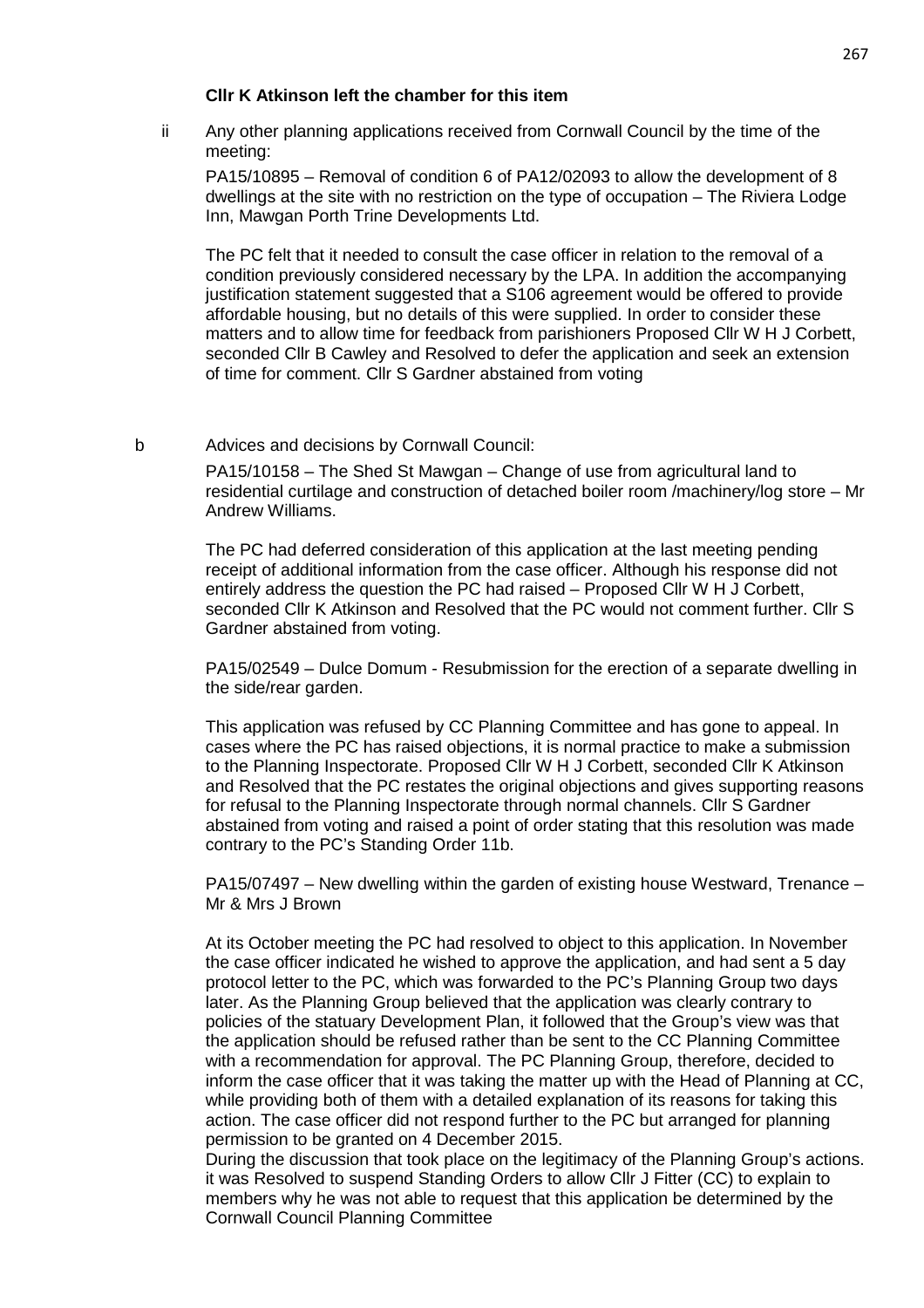**Cllr K Atkinson left the chamber for this item**

ii Any other planning applications received from Cornwall Council by the time of the meeting:

PA15/10895 – Removal of condition 6 of PA12/02093 to allow the development of 8 dwellings at the site with no restriction on the type of occupation – The Riviera Lodge Inn, Mawgan Porth Trine Developments Ltd.

The PC felt that it needed to consult the case officer in relation to the removal of a condition previously considered necessary by the LPA. In addition the accompanying justification statement suggested that a S106 agreement would be offered to provide affordable housing, but no details of this were supplied. In order to consider these matters and to allow time for feedback from parishioners Proposed Cllr W H J Corbett, seconded Cllr B Cawley and Resolved to defer the application and seek an extension of time for comment. Cllr S Gardner abstained from voting

b Advices and decisions by Cornwall Council:

PA15/10158 – The Shed St Mawgan – Change of use from agricultural land to residential curtilage and construction of detached boiler room /machinery/log store – Mr Andrew Williams.

The PC had deferred consideration of this application at the last meeting pending receipt of additional information from the case officer. Although his response did not entirely address the question the PC had raised – Proposed Cllr W H J Corbett, seconded Cllr K Atkinson and Resolved that the PC would not comment further. Cllr S Gardner abstained from voting.

PA15/02549 – Dulce Domum - Resubmission for the erection of a separate dwelling in the side/rear garden.

This application was refused by CC Planning Committee and has gone to appeal. In cases where the PC has raised objections, it is normal practice to make a submission to the Planning Inspectorate. Proposed Cllr W H J Corbett, seconded Cllr K Atkinson and Resolved that the PC restates the original objections and gives supporting reasons for refusal to the Planning Inspectorate through normal channels. Cllr S Gardner abstained from voting and raised a point of order stating that this resolution was made contrary to the PC's Standing Order 11b.

PA15/07497 – New dwelling within the garden of existing house Westward, Trenance – Mr & Mrs J Brown

At its October meeting the PC had resolved to object to this application. In November the case officer indicated he wished to approve the application, and had sent a 5 day protocol letter to the PC, which was forwarded to the PC's Planning Group two days later. As the Planning Group believed that the application was clearly contrary to policies of the statuary Development Plan, it followed that the Group's view was that the application should be refused rather than be sent to the CC Planning Committee with a recommendation for approval. The PC Planning Group, therefore, decided to inform the case officer that it was taking the matter up with the Head of Planning at CC, while providing both of them with a detailed explanation of its reasons for taking this action. The case officer did not respond further to the PC but arranged for planning permission to be granted on 4 December 2015.

During the discussion that took place on the legitimacy of the Planning Group's actions. it was Resolved to suspend Standing Orders to allow Cllr J Fitter (CC) to explain to members why he was not able to request that this application be determined by the Cornwall Council Planning Committee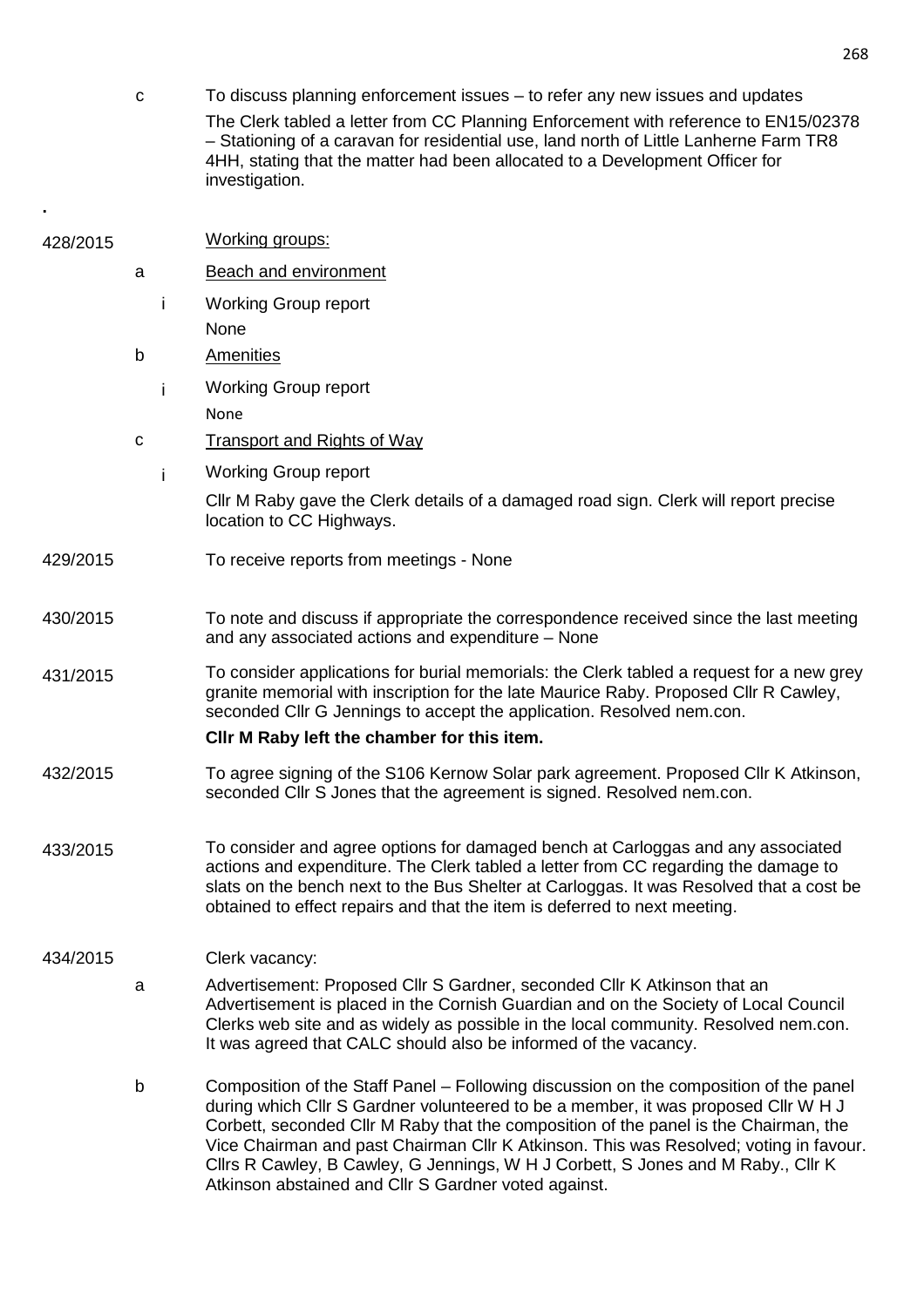c To discuss planning enforcement issues – to refer any new issues and updates

The Clerk tabled a letter from CC Planning Enforcement with reference to EN15/02378 – Stationing of a caravan for residential use, land north of Little Lanherne Farm TR8 4HH, stating that the matter had been allocated to a Development Officer for investigation.

**428/2015** Working groups:

a Beach and environment

i Working Group report

None

b Amenities

i Working Group report

None

c Transport and Rights of Way

i Working Group report

Cllr M Raby gave the Clerk details of a damaged road sign. Clerk will report precise location to CC Highways.

**429/2015** To receive reports from meetings - None

**430/2015** To note and discuss if appropriate the correspondence received since the last meeting and any associated actions and expenditure – None

**431/2015** To consider applications for burial memorials: the Clerk tabled a request for a new grey granite memorial with inscription for the late Maurice Raby. Proposed Cllr R Cawley, seconded Cllr G Jennings to accept the application. Resolved nem.con.

**Cllr M Raby left the chamber for this item.**

**432/2015** To agree signing of the S106 Kernow Solar park agreement. Proposed Cllr K Atkinson, seconded Cllr S Jones that the agreement is signed. Resolved nem.con.

**433/2015** To consider and agree options for damaged bench at Carloggas and any associated actions and expenditure. The Clerk tabled a letter from CC regarding the damage to slats on the bench next to the Bus Shelter at Carloggas. It was Resolved that a cost be obtained to effect repairs and that the item is deferred to next meeting.

**434/2015** Clerk vacancy:

a Advertisement: Proposed Cllr S Gardner, seconded Cllr K Atkinson that an Advertisement is placed in the Cornish Guardian and on the Society of Local Council Clerks web site and as widely as possible in the local community. Resolved nem.con. It was agreed that CALC should also be informed of the vacancy.

b Composition of the Staff Panel – Following discussion on the composition of the panel during which Cllr S Gardner volunteered to be a member, it was proposed Cllr W H J Corbett, seconded Cllr M Raby that the composition of the panel is the Chairman, the Vice Chairman and past Chairman Cllr K Atkinson. This was Resolved; voting in favour. Cllrs R Cawley, B Cawley, G Jennings, W H J Corbett, S Jones and M Raby., Cllr K Atkinson abstained and Cllr S Gardner voted against.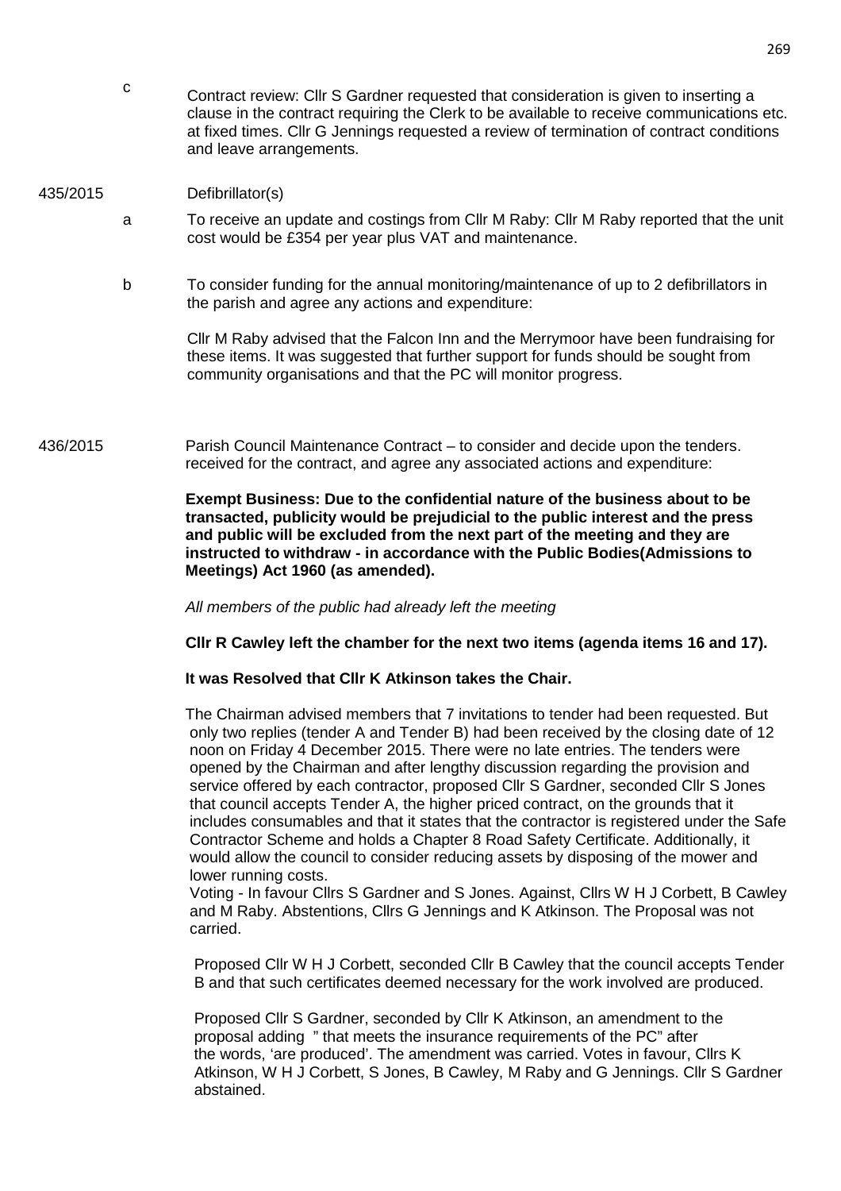c Contract review: Cllr S Gardner requested that consideration is given to inserting a clause in the contract requiring the Clerk to be available to receive communications etc. at fixed times. Cllr G Jennings requested a review of termination of contract conditions and leave arrangements.

435/2015 Defibrillator(s)

a To receive an update and costings from Cllr M Raby: Cllr M Raby reported that the unit cost would be £354 per year plus VAT and maintenance.

b To consider funding for the annual monitoring/maintenance of up to 2 defibrillators in the parish and agree any actions and expenditure:

Cllr M Raby advised that the Falcon Inn and the Merrymoor have been fundraising for these items. It was suggested that further support for funds should be sought from community organisations and that the PC will monitor progress.

436/2015 Parish Council Maintenance Contract – to consider and decide upon the tenders. received for the contract, and agree any associated actions and expenditure:

**Exempt Business: Due to the confidential nature of the business about to be transacted, publicity would be prejudicial to the public interest and the press and public will be excluded from the next part of the meeting and they are instructed to withdraw - in accordance with the Public Bodies(Admissions to Meetings) Act 1960 (as amended).**

*All members of the public had already left the meeting*

**Cllr R Cawley left the chamber for the next two items (agenda items 16 and 17).**

**It was Resolved that Cllr K Atkinson takes the Chair.**

The Chairman advised members that 7 invitations to tender had been requested. But only two replies (tender A and Tender B) had been received by the closing date of 12 noon on Friday 4 December 2015. There were no late entries. The tenders were opened by the Chairman and after lengthy discussion regarding the provision and service offered by each contractor, proposed Cllr S Gardner, seconded Cllr S Jones that council accepts Tender A, the higher priced contract, on the grounds that it includes consumables and that it states that the contractor is registered under the Safe Contractor Scheme and holds a Chapter 8 Road Safety Certificate. Additionally, it would allow the council to consider reducing assets by disposing of the mower and lower running costs.
Voting - In favour Cllrs S Gardner and S Jones. Against, Cllrs W H J Corbett, B Cawley and M Raby. Abstentions, Cllrs G Jennings and K Atkinson. The Proposal was not carried.

Proposed Cllr W H J Corbett, seconded Cllr B Cawley that the council accepts Tender B and that such certificates deemed necessary for the work involved are produced.

Proposed Cllr S Gardner, seconded by Cllr K Atkinson, an amendment to the proposal adding " that meets the insurance requirements of the PC" after the words, 'are produced'. The amendment was carried. Votes in favour, Cllrs K Atkinson, W H J Corbett, S Jones, B Cawley, M Raby and G Jennings. Cllr S Gardner abstained.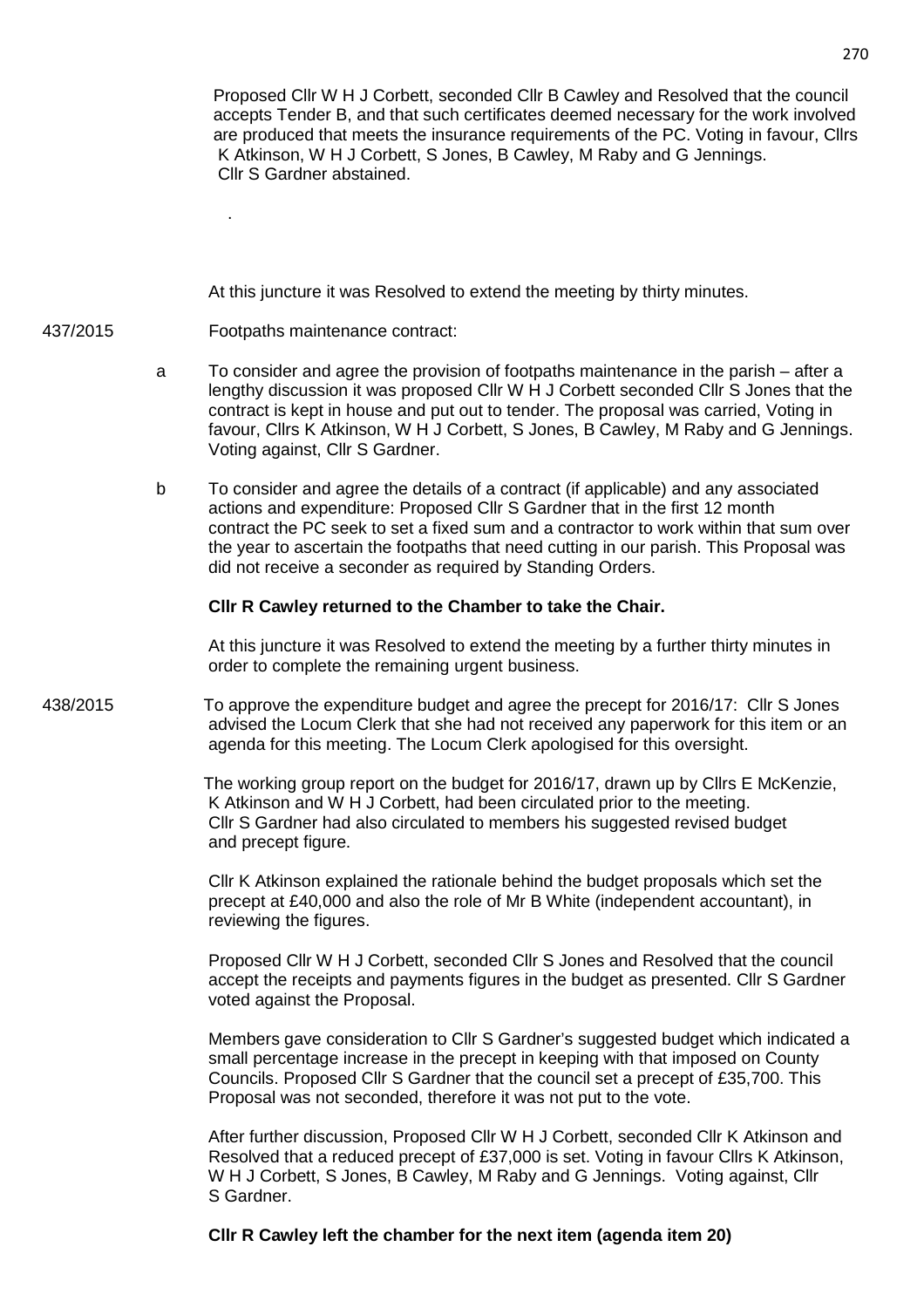Proposed Cllr W H J Corbett, seconded Cllr B Cawley and Resolved that the council accepts Tender B, and that such certificates deemed necessary for the work involved are produced that meets the insurance requirements of the PC. Voting in favour, Cllrs K Atkinson, W H J Corbett, S Jones, B Cawley, M Raby and G Jennings. Cllr S Gardner abstained.

.

At this juncture it was Resolved to extend the meeting by thirty minutes.

437/2015 Footpaths maintenance contract:

a To consider and agree the provision of footpaths maintenance in the parish – after a lengthy discussion it was proposed Cllr W H J Corbett seconded Cllr S Jones that the contract is kept in house and put out to tender. The proposal was carried, Voting in favour, Cllrs K Atkinson, W H J Corbett, S Jones, B Cawley, M Raby and G Jennings. Voting against, Cllr S Gardner.

b To consider and agree the details of a contract (if applicable) and any associated actions and expenditure: Proposed Cllr S Gardner that in the first 12 month contract the PC seek to set a fixed sum and a contractor to work within that sum over the year to ascertain the footpaths that need cutting in our parish. This Proposal was did not receive a seconder as required by Standing Orders.

**Cllr R Cawley returned to the Chamber to take the Chair.**

At this juncture it was Resolved to extend the meeting by a further thirty minutes in order to complete the remaining urgent business.

438/2015 To approve the expenditure budget and agree the precept for 2016/17: Cllr S Jones advised the Locum Clerk that she had not received any paperwork for this item or an agenda for this meeting. The Locum Clerk apologised for this oversight.

The working group report on the budget for 2016/17, drawn up by Cllrs E McKenzie, K Atkinson and W H J Corbett, had been circulated prior to the meeting. Cllr S Gardner had also circulated to members his suggested revised budget and precept figure.

Cllr K Atkinson explained the rationale behind the budget proposals which set the precept at £40,000 and also the role of Mr B White (independent accountant), in reviewing the figures.

Proposed Cllr W H J Corbett, seconded Cllr S Jones and Resolved that the council accept the receipts and payments figures in the budget as presented. Cllr S Gardner voted against the Proposal.

Members gave consideration to Cllr S Gardner's suggested budget which indicated a small percentage increase in the precept in keeping with that imposed on County Councils. Proposed Cllr S Gardner that the council set a precept of £35,700. This Proposal was not seconded, therefore it was not put to the vote.

After further discussion, Proposed Cllr W H J Corbett, seconded Cllr K Atkinson and Resolved that a reduced precept of £37,000 is set. Voting in favour Cllrs K Atkinson, W H J Corbett, S Jones, B Cawley, M Raby and G Jennings. Voting against, Cllr S Gardner.

**Cllr R Cawley left the chamber for the next item (agenda item 20)**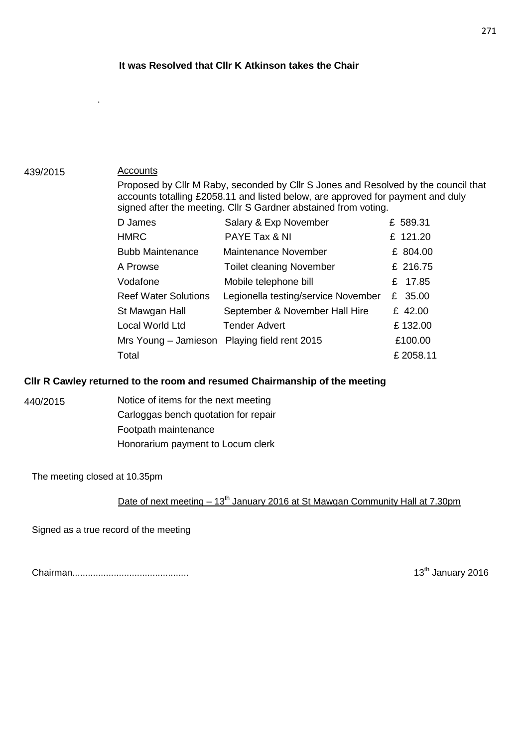**It was Resolved that Cllr K Atkinson takes the Chair**

.

439/2015 Accounts

Proposed by Cllr M Raby, seconded by Cllr S Jones and Resolved by the council that accounts totalling £2058.11 and listed below, are approved for payment and duly signed after the meeting. Cllr S Gardner abstained from voting.

| | | |
|---|---|---|
| D James | Salary & Exp November | £ 589.31 |
| HMRC | PAYE Tax & NI | £ 121.20 |
| Bubb Maintenance | Maintenance November | £ 804.00 |
| A Prowse | Toilet cleaning November | £ 216.75 |
| Vodafone | Mobile telephone bill | £ 17.85 |
| Reef Water Solutions | Legionella testing/service November | £ 35.00 |
| St Mawgan Hall | September & November Hall Hire | £ 42.00 |
| Local World Ltd | Tender Advert | £ 132.00 |
| Mrs Young – Jamieson | Playing field rent 2015 | £100.00 |
| Total | | £ 2058.11 |

**Cllr R Cawley returned to the room and resumed Chairmanship of the meeting**

440/2015 Notice of items for the next meeting

Carloggas bench quotation for repair

Footpath maintenance

Honorarium payment to Locum clerk

The meeting closed at 10.35pm

Date of next meeting – 13th January 2016 at St Mawgan Community Hall at 7.30pm

Signed as a true record of the meeting

Chairman............................................ 13th January 2016